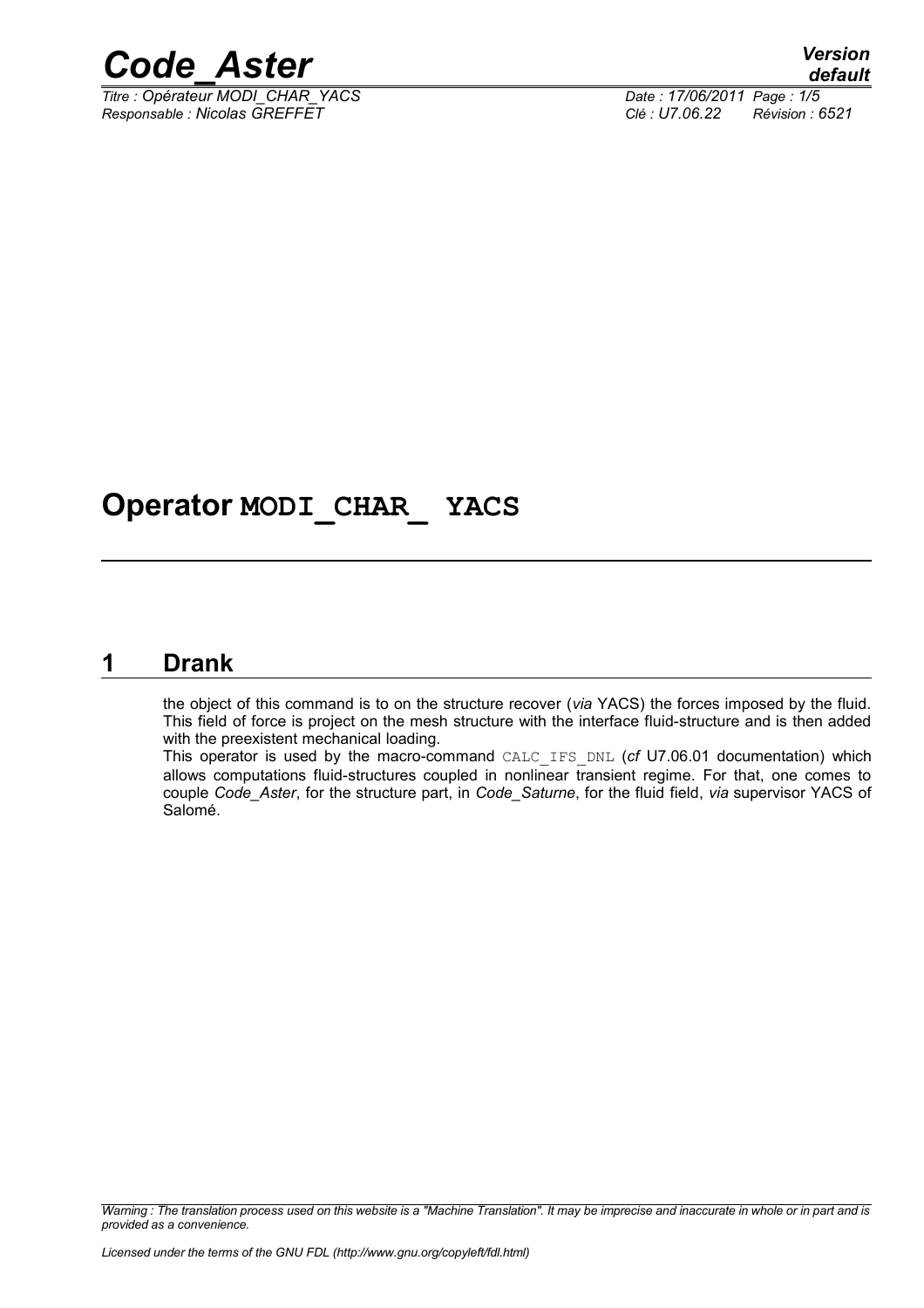# Operator MODI_CHAR_ YACS

## 1 Drank

the object of this command is to on the structure recover (*via* YACS) the forces imposed by the fluid. This field of force is project on the mesh structure with the interface fluid-structure and is then added with the preexistent mechanical loading.

This operator is used by the macro-command CALC_IFS_DNL (*cf* U7.06.01 documentation) which allows computations fluid-structures coupled in nonlinear transient regime. For that, one comes to couple *Code_Aster*, for the structure part, in *Code_Saturne*, for the fluid field, *via* supervisor YACS of Salomé.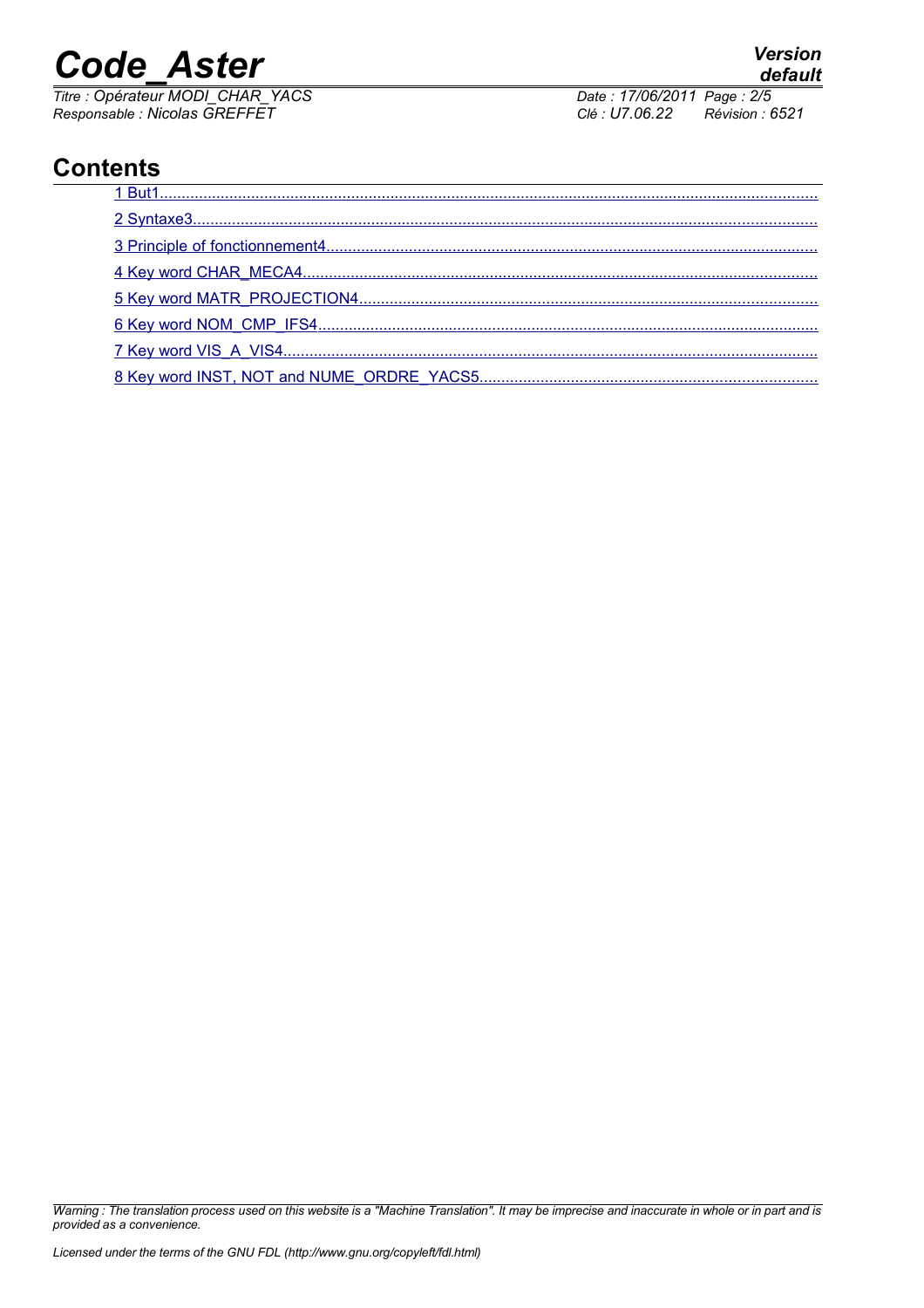# Contents

1 But1

2 Syntaxe3

3 Principle of fonctionnement4

4 Key word CHAR_MECA4

5 Key word MATR_PROJECTION4

6 Key word NOM_CMP_IFS4

7 Key VIS_A_VIS4

8 Key word INST, NOT and NUME_ORDRE_YACS5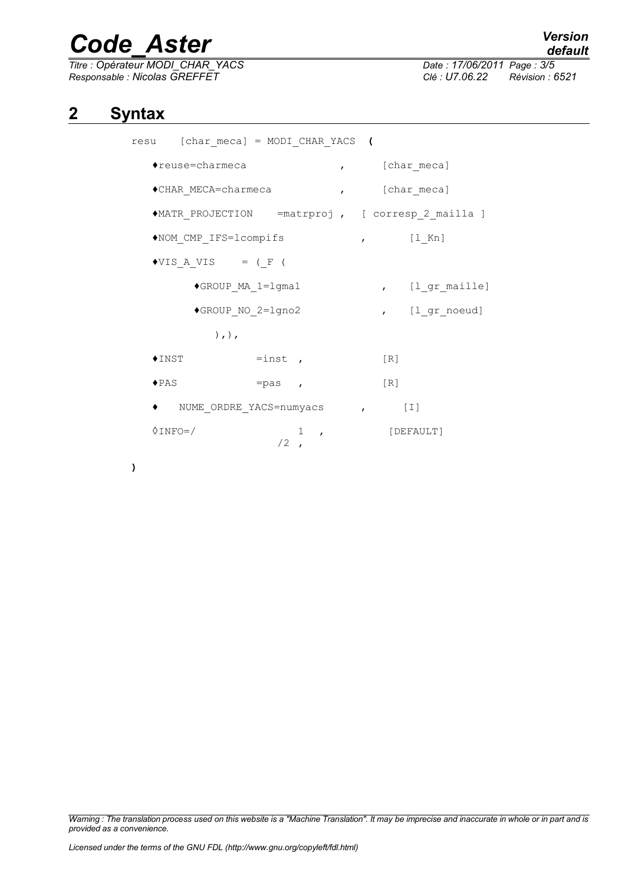# 2 Syntax

```
resu    [char_meca] = MODI_CHAR_YACS (

   ♦reuse=charmeca              ,      [char_meca]

   ♦CHAR_MECA=charmeca          ,      [char_meca]

   ♦MATR_PROJECTION    =matrproj ,  [ corresp_2_mailla ]

   ♦NOM_CMP_IFS=lcompifs             ,       [l_Kn]

   ♦VIS_A_VIS    = (_F (

        ♦GROUP_MA_1=lgma1              ,   [l_gr_maille]

        ♦GROUP_NO_2=lgno2              ,   [l_gr_noeud]

           ),),

   ♦INST           =inst  ,            [R]

   ♦PAS            =pas   ,            [R]

   ♦   NUME_ORDRE_YACS=numyacs       ,      [I]

   ◊INFO=/               1   ,           [DEFAULT]
                        /2  ,

)
```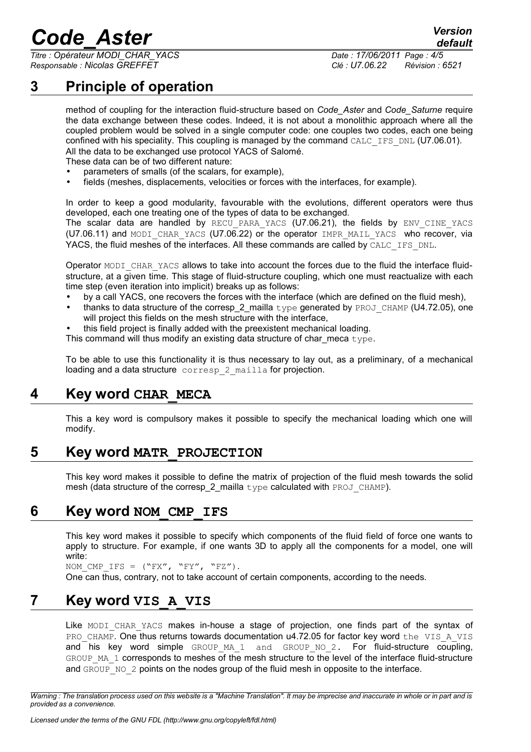## 3 Principle of operation

method of coupling for the interaction fluid-structure based on *Code_Aster* and *Code_Saturne* require the data exchange between these codes. Indeed, it is not about a monolithic approach where all the coupled problem would be solved in a single computer code: one couples two codes, each one being confined with his speciality. This coupling is managed by the command CALC_IFS_DNL (U7.06.01).
All the data to be exchanged use protocol YACS of Salomé.
These data can be of two different nature:

- parameters of smalls (of the scalars, for example),
- fields (meshes, displacements, velocities or forces with the interfaces, for example).

In order to keep a good modularity, favourable with the evolutions, different operators were thus developed, each one treating one of the types of data to be exchanged.
The scalar data are handled by RECU_PARA_YACS (U7.06.21), the fields by ENV_CINE_YACS (U7.06.11) and MODI_CHAR_YACS (U7.06.22) or the operator IMPR_MAIL_YACS who recover, via YACS, the fluid meshes of the interfaces. All these commands are called by CALC_IFS_DNL.

Operator MODI_CHAR_YACS allows to take into account the forces due to the fluid the interface fluid-structure, at a given time. This stage of fluid-structure coupling, which one must reactualize with each time step (even iteration into implicit) breaks up as follows:

- by a call YACS, one recovers the forces with the interface (which are defined on the fluid mesh),
- thanks to data structure of the corresp_2_mailla type generated by PROJ_CHAMP (U4.72.05), one will project this fields on the mesh structure with the interface,
- this field project is finally added with the preexistent mechanical loading.

This command will thus modify an existing data structure of char_meca type.

To be able to use this functionality it is thus necessary to lay out, as a preliminary, of a mechanical loading and a data structure corresp_2_mailla for projection.

## 4 Key word CHAR_MECA

This a key word is compulsory makes it possible to specify the mechanical loading which one will modify.

## 5 Key word MATR_PROJECTION

This key word makes it possible to define the matrix of projection of the fluid mesh towards the solid mesh (data structure of the corresp_2_mailla type calculated with PROJ_CHAMP).

## 6 Key word NOM_CMP_IFS

This key word makes it possible to specify which components of the fluid field of force one wants to apply to structure. For example, if one wants 3D to apply all the components for a model, one will write:

NOM_CMP_IFS = ("FX", "FY", "FZ").

One can thus, contrary, not to take account of certain components, according to the needs.

## 7 Key word VIS_A_VIS

Like MODI_CHAR_YACS makes in-house a stage of projection, one finds part of the syntax of PRO_CHAMP. One thus returns towards documentation u4.72.05 for factor key word the VIS_A_VIS and his key word simple GROUP_MA_1 and GROUP_NO_2. For fluid-structure coupling, GROUP_MA_1 corresponds to meshes of the mesh structure to the level of the interface fluid-structure and GROUP_NO_2 points on the nodes group of the fluid mesh in opposite to the interface.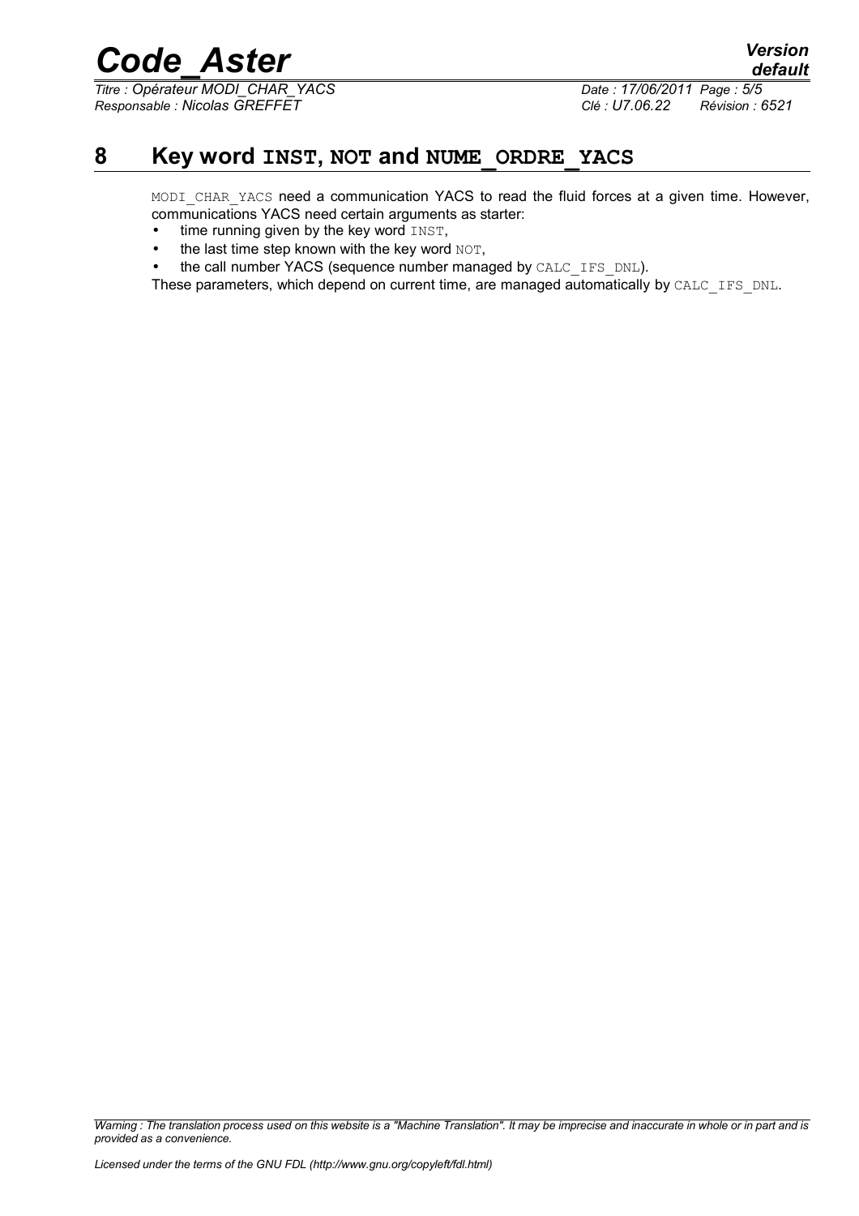## 8 Key word INST, NOT and NUME_ORDRE_YACS

MODI_CHAR_YACS need a communication YACS to read the fluid forces at a given time. However, communications YACS need certain arguments as starter:

- time running given by the key word INST,
- the last time step known with the key word NOT,
- the call number YACS (sequence number managed by CALC_IFS_DNL).

These parameters, which depend on current time, are managed automatically by CALC_IFS_DNL.